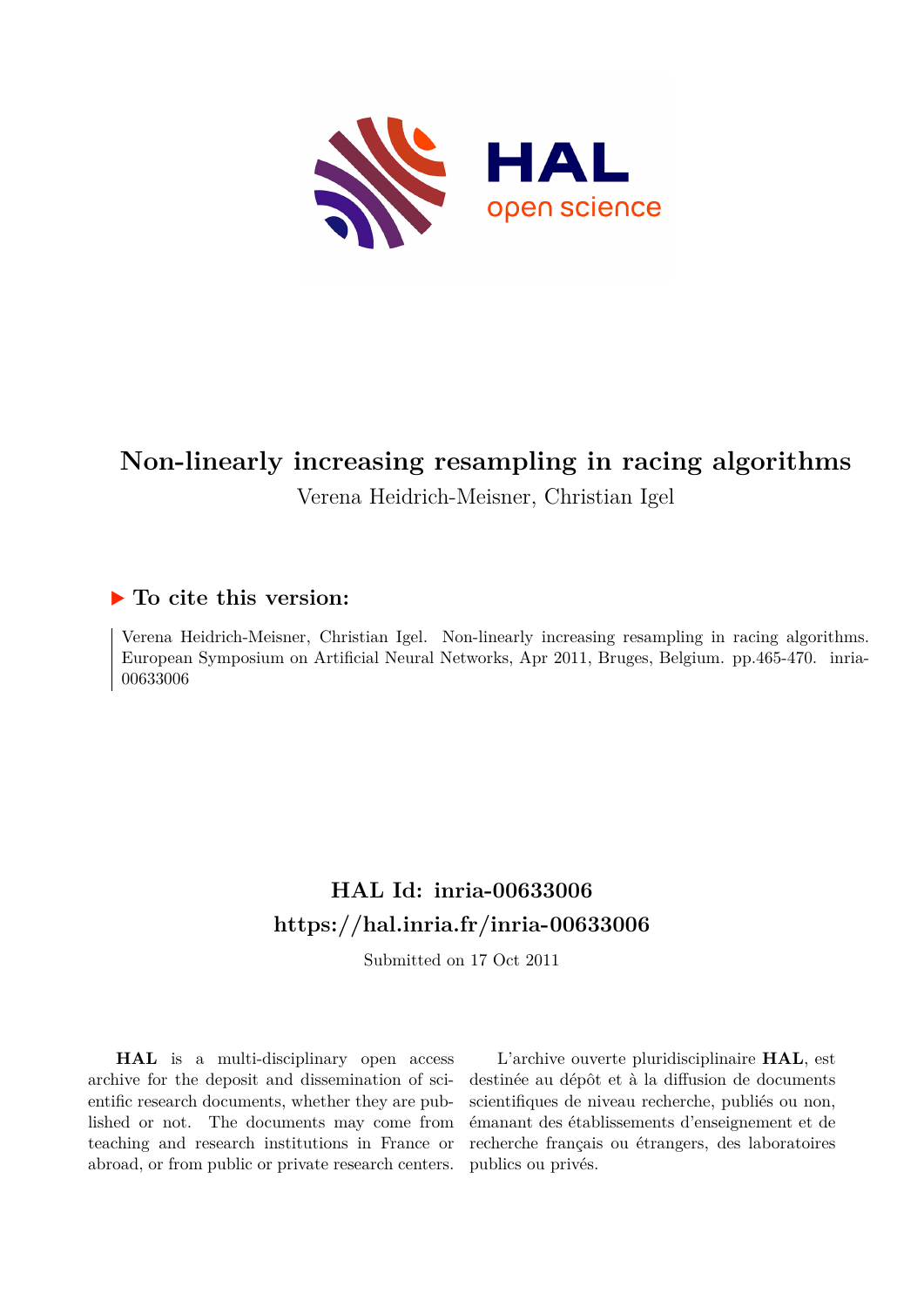# Non-linearly increasing resampling in racing algorithms

Verena Heidrich-Meisner, Christian Igel

## ▶ To cite this version:

Verena Heidrich-Meisner, Christian Igel. Non-linearly increasing resampling in racing algorithms. European Symposium on Artificial Neural Networks, Apr 2011, Bruges, Belgium. pp.465-470. inria-00633006

## HAL Id: inria-00633006
## https://hal.inria.fr/inria-00633006

Submitted on 17 Oct 2011

**HAL** is a multi-disciplinary open access archive for the deposit and dissemination of scientific research documents, whether they are published or not. The documents may come from teaching and research institutions in France or abroad, or from public or private research centers.

L'archive ouverte pluridisciplinaire **HAL**, est destinée au dépôt et à la diffusion de documents scientifiques de niveau recherche, publiés ou non, émanant des établissements d'enseignement et de recherche français ou étrangers, des laboratoires publics ou privés.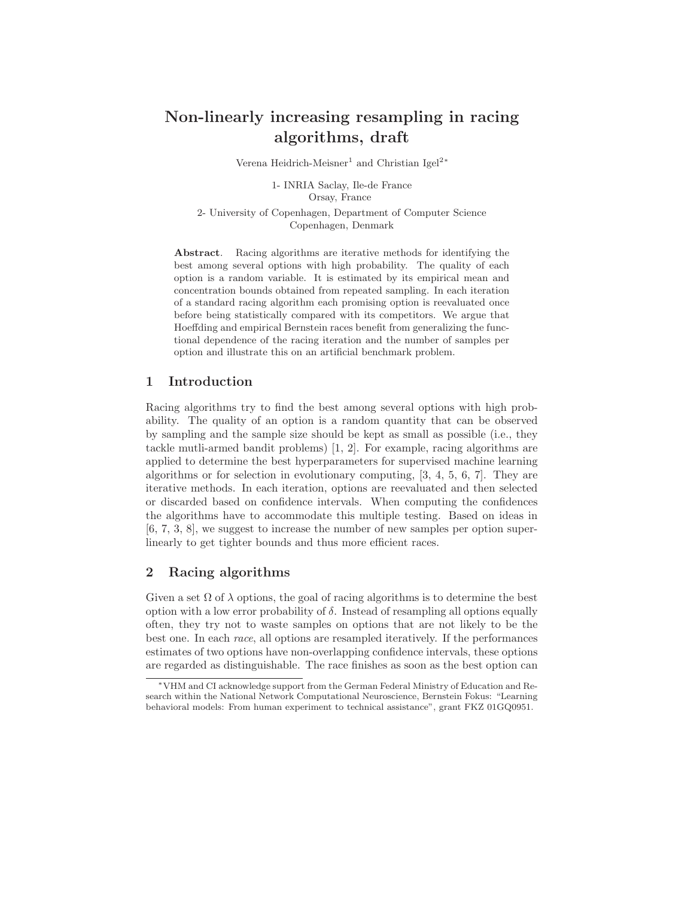// Non-linearly increasing resampling in racing algorithms, draft

Verena Heidrich-Meisner[1] and Christian Igel[2]*

1- INRIA Saclay, Ile-de France
Orsay, France

2- University of Copenhagen, Department of Computer Science
Copenhagen, Denmark

**Abstract**. Racing algorithms are iterative methods for identifying the best among several options with high probability. The quality of each option is a random variable. It is estimated by its empirical mean and concentration bounds obtained from repeated sampling. In each iteration of a standard racing algorithm each promising option is reevaluated once before being statistically compared with its competitors. We argue that Hoeffding and empirical Bernstein races benefit from generalizing the functional dependence of the racing iteration and the number of samples per option and illustrate this on an artificial benchmark problem.

## 1 Introduction

Racing algorithms try to find the best among several options with high probability. The quality of an option is a random quantity that can be observed by sampling and the sample size should be kept as small as possible (i.e., they tackle mutli-armed bandit problems) [1, 2]. For example, racing algorithms are applied to determine the best hyperparameters for supervised machine learning algorithms or for selection in evolutionary computing, [3, 4, 5, 6, 7]. They are iterative methods. In each iteration, options are reevaluated and then selected or discarded based on confidence intervals. When computing the confidences the algorithms have to accommodate this multiple testing. Based on ideas in [6, 7, 3, 8], we suggest to increase the number of new samples per option super-linearly to get tighter bounds and thus more efficient races.

## 2 Racing algorithms

Given a set $\Omega$ of $\lambda$ options, the goal of racing algorithms is to determine the best option with a low error probability of $\delta$. Instead of resampling all options equally often, they try not to waste samples on options that are not likely to be the best one. In each *race*, all options are resampled iteratively. If the performances estimates of two options have non-overlapping confidence intervals, these options are regarded as distinguishable. The race finishes as soon as the best option can

*VHM and CI acknowledge support from the German Federal Ministry of Education and Research within the National Network Computational Neuroscience, Bernstein Fokus: "Learning behavioral models: From human experiment to technical assistance", grant FKZ 01GQ0951.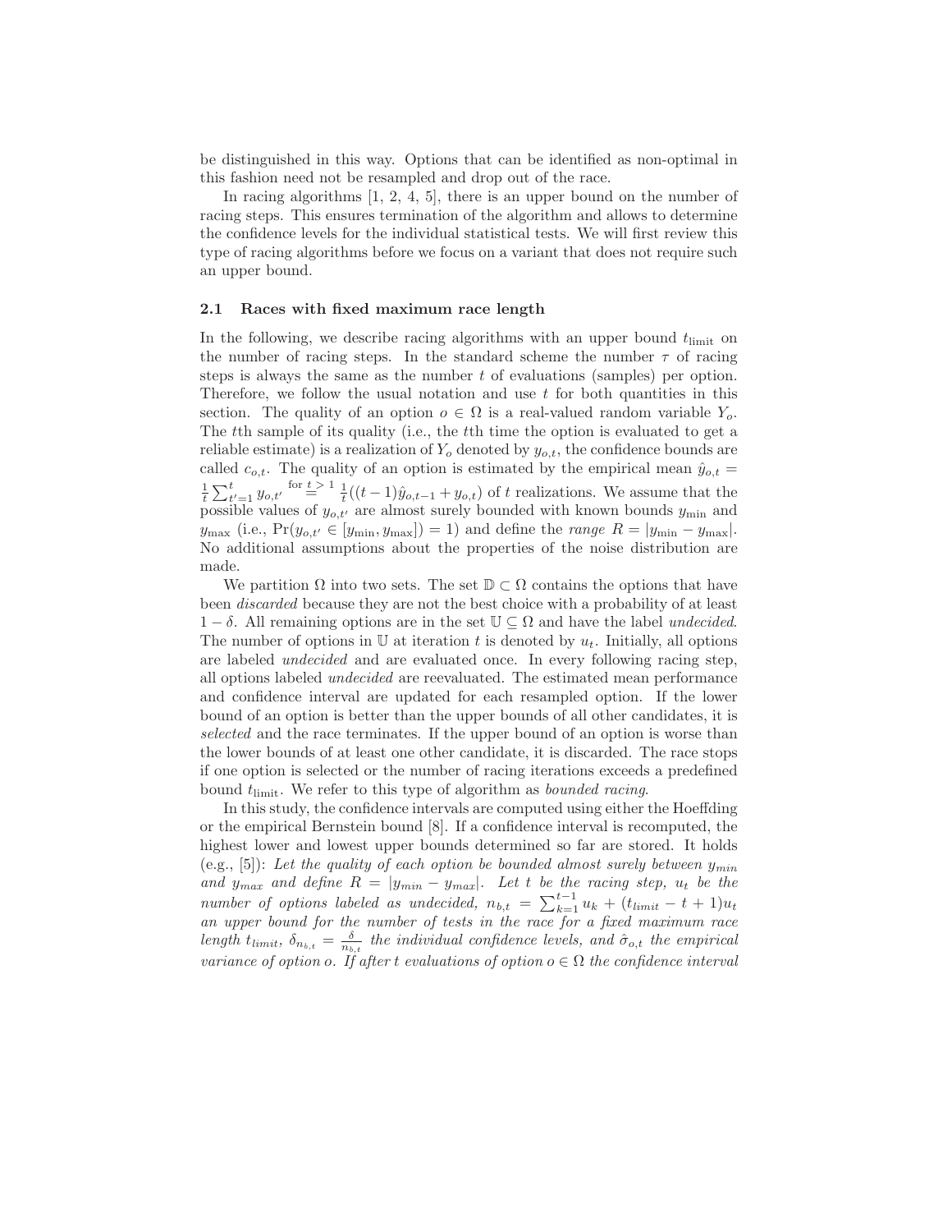be distinguished in this way. Options that can be identified as non-optimal in this fashion need not be resampled and drop out of the race.

In racing algorithms [1, 2, 4, 5], there is an upper bound on the number of racing steps. This ensures termination of the algorithm and allows to determine the confidence levels for the individual statistical tests. We will first review this type of racing algorithms before we focus on a variant that does not require such an upper bound.

### 2.1 Races with fixed maximum race length

In the following, we describe racing algorithms with an upper bound $t_{\text{limit}}$ on the number of racing steps. In the standard scheme the number $\tau$ of racing steps is always the same as the number $t$ of evaluations (samples) per option. Therefore, we follow the usual notation and use $t$ for both quantities in this section. The quality of an option $o \in \Omega$ is a real-valued random variable $Y_o$. The $t$th sample of its quality (i.e., the $t$th time the option is evaluated to get a reliable estimate) is a realization of $Y_o$ denoted by $y_{o,t}$, the confidence bounds are called $c_{o,t}$. The quality of an option is estimated by the empirical mean $\hat{y}_{o,t} = \frac{1}{t}\sum_{t'=1}^{t} y_{o,t'} \stackrel{\text{for } t>1}{=} \frac{1}{t}((t-1)\hat{y}_{o,t-1} + y_{o,t})$ of $t$ realizations. We assume that the possible values of $y_{o,t'}$ are almost surely bounded with known bounds $y_{\min}$ and $y_{\max}$ (i.e., $\Pr(y_{o,t'} \in [y_{\min}, y_{\max}]) = 1$) and define the *range* $R = |y_{\min} - y_{\max}|$. No additional assumptions about the properties of the noise distribution are made.

We partition $\Omega$ into two sets. The set $\mathbb{D} \subset \Omega$ contains the options that have been *discarded* because they are not the best choice with a probability of at least $1 - \delta$. All remaining options are in the set $\mathbb{U} \subseteq \Omega$ and have the label *undecided*. The number of options in $\mathbb{U}$ at iteration $t$ is denoted by $u_t$. Initially, all options are labeled *undecided* and are evaluated once. In every following racing step, all options labeled *undecided* are reevaluated. The estimated mean performance and confidence interval are updated for each resampled option. If the lower bound of an option is better than the upper bounds of all other candidates, it is *selected* and the race terminates. If the upper bound of an option is worse than the lower bounds of at least one other candidate, it is discarded. The race stops if one option is selected or the number of racing iterations exceeds a predefined bound $t_{\text{limit}}$. We refer to this type of algorithm as *bounded racing*.

In this study, the confidence intervals are computed using either the Hoeffding or the empirical Bernstein bound [8]. If a confidence interval is recomputed, the highest lower and lowest upper bounds determined so far are stored. It holds (e.g., [5]): *Let the quality of each option be bounded almost surely between $y_{min}$ and $y_{max}$ and define $R = |y_{min} - y_{max}|$. Let $t$ be the racing step, $u_t$ be the number of options labeled as undecided, $n_{b,t} = \sum_{k=1}^{t-1} u_k + (t_{limit} - t + 1)u_t$ an upper bound for the number of tests in the race for a fixed maximum race length $t_{limit}$, $\delta_{n_{b,t}} = \frac{\delta}{n_{b,t}}$ the individual confidence levels, and $\hat{\sigma}_{o,t}$ the empirical variance of option $o$. If after $t$ evaluations of option $o \in \Omega$ the confidence interval*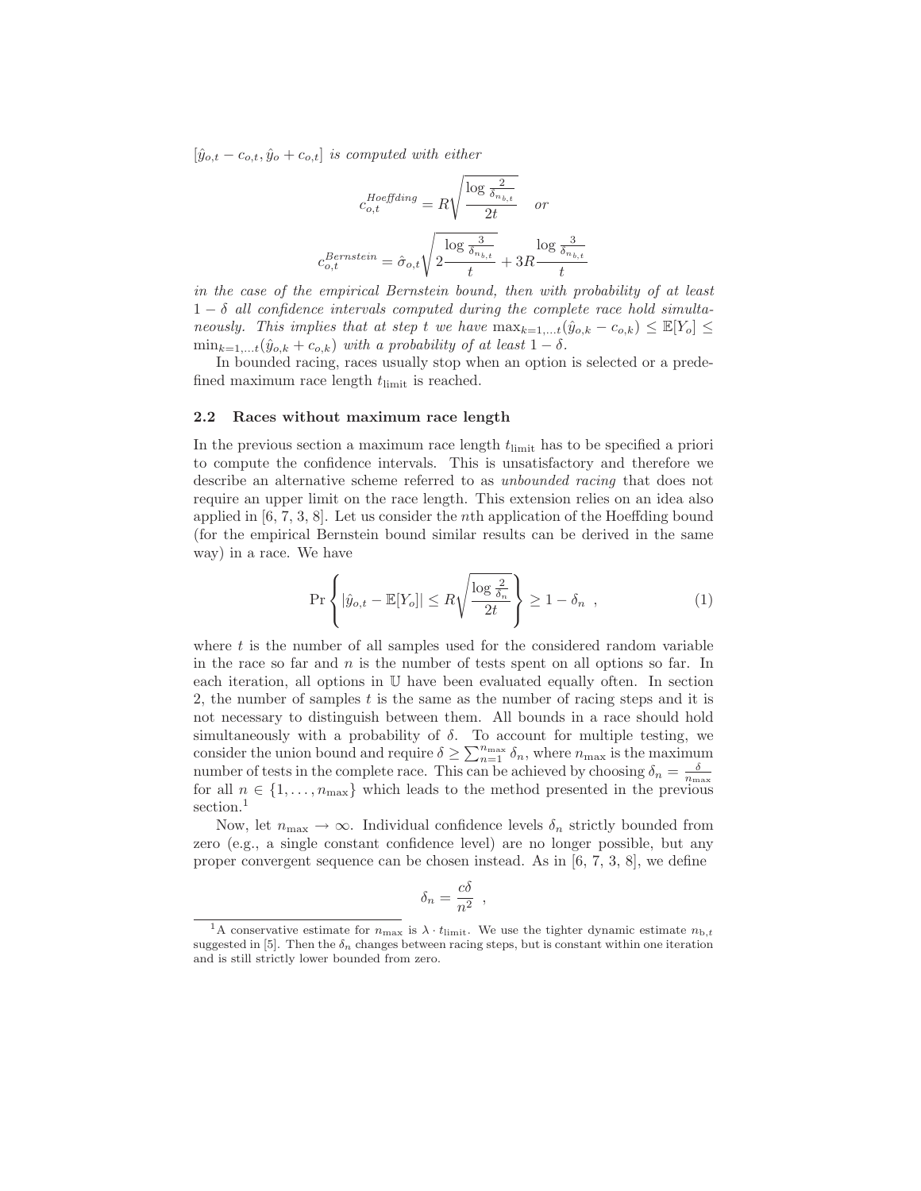$[\hat{y}_{o,t} - c_{o,t}, \hat{y}_o + c_{o,t}]$ *is computed with either*

$$c_{o,t}^{Hoeffding} = R\sqrt{\frac{\log \frac{2}{\delta_{n_{b,t}}}}{2t}} \quad or$$

$$c_{o,t}^{Bernstein} = \hat{\sigma}_{o,t}\sqrt{2\frac{\log \frac{3}{\delta_{n_{b,t}}}}{t}} + 3R\frac{\log \frac{3}{\delta_{n_{b,t}}}}{t}$$

*in the case of the empirical Bernstein bound, then with probability of at least* $1 - \delta$ *all confidence intervals computed during the complete race hold simultaneously. This implies that at step* $t$ *we have* $\max_{k=1,\ldots t}(\hat{y}_{o,k} - c_{o,k}) \leq \mathbb{E}[Y_o] \leq \min_{k=1,\ldots t}(\hat{y}_{o,k} + c_{o,k})$ *with a probability of at least* $1 - \delta$*.*

In bounded racing, races usually stop when an option is selected or a predefined maximum race length $t_{\text{limit}}$ is reached.

### 2.2 Races without maximum race length

In the previous section a maximum race length $t_{\text{limit}}$ has to be specified a priori to compute the confidence intervals. This is unsatisfactory and therefore we describe an alternative scheme referred to as *unbounded racing* that does not require an upper limit on the race length. This extension relies on an idea also applied in [6, 7, 3, 8]. Let us consider the $n$th application of the Hoeffding bound (for the empirical Bernstein bound similar results can be derived in the same way) in a race. We have

$$\Pr\left\{|\hat{y}_{o,t} - \mathbb{E}[Y_o]| \leq R\sqrt{\frac{\log \frac{2}{\delta_n}}{2t}}\right\} \geq 1 - \delta_n \ , \tag{1}$$

where $t$ is the number of all samples used for the considered random variable in the race so far and $n$ is the number of tests spent on all options so far. In each iteration, all options in $\mathbb{U}$ have been evaluated equally often. In section 2, the number of samples $t$ is the same as the number of racing steps and it is not necessary to distinguish between them. All bounds in a race should hold simultaneously with a probability of $\delta$. To account for multiple testing, we consider the union bound and require $\delta \geq \sum_{n=1}^{n_{\max}} \delta_n$, where $n_{\max}$ is the maximum number of tests in the complete race. This can be achieved by choosing $\delta_n = \frac{\delta}{n_{\max}}$ for all $n \in \{1, \ldots, n_{\max}\}$ which leads to the method presented in the previous section.[1]

Now, let $n_{\max} \to \infty$. Individual confidence levels $\delta_n$ strictly bounded from zero (e.g., a single constant confidence level) are no longer possible, but any proper convergent sequence can be chosen instead. As in [6, 7, 3, 8], we define

$$\delta_n = \frac{c\delta}{n^2} \ ,$$

[1] A conservative estimate for $n_{\max}$ is $\lambda \cdot t_{\text{limit}}$. We use the tighter dynamic estimate $n_{\text{b},t}$ suggested in [5]. Then the $\delta_n$ changes between racing steps, but is constant within one iteration and is still strictly lower bounded from zero.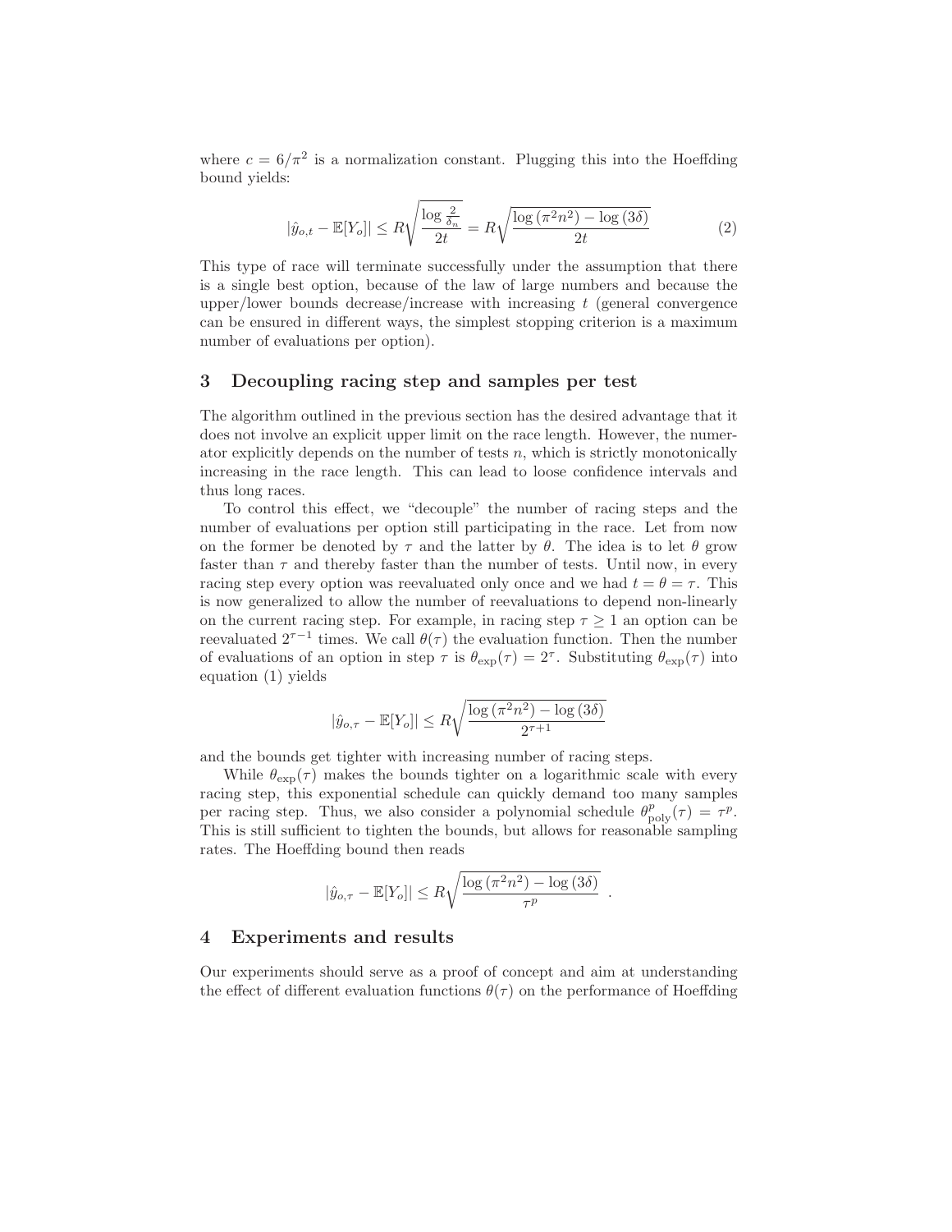where $c = 6/\pi^2$ is a normalization constant. Plugging this into the Hoeffding bound yields:

$$|\hat{y}_{o,t} - \mathbb{E}[Y_o]| \leq R\sqrt{\frac{\log \frac{2}{\delta_n}}{2t}} = R\sqrt{\frac{\log(\pi^2 n^2) - \log(3\delta)}{2t}} \tag{2}$$

This type of race will terminate successfully under the assumption that there is a single best option, because of the law of large numbers and because the upper/lower bounds decrease/increase with increasing $t$ (general convergence can be ensured in different ways, the simplest stopping criterion is a maximum number of evaluations per option).

## 3 Decoupling racing step and samples per test

The algorithm outlined in the previous section has the desired advantage that it does not involve an explicit upper limit on the race length. However, the numerator explicitly depends on the number of tests $n$, which is strictly monotonically increasing in the race length. This can lead to loose confidence intervals and thus long races.

To control this effect, we "decouple" the number of racing steps and the number of evaluations per option still participating in the race. Let from now on the former be denoted by $\tau$ and the latter by $\theta$. The idea is to let $\theta$ grow faster than $\tau$ and thereby faster than the number of tests. Until now, in every racing step every option was reevaluated only once and we had $t = \theta = \tau$. This is now generalized to allow the number of reevaluations to depend non-linearly on the current racing step. For example, in racing step $\tau \geq 1$ an option can be reevaluated $2^{\tau-1}$ times. We call $\theta(\tau)$ the evaluation function. Then the number of evaluations of an option in step $\tau$ is $\theta_{\exp}(\tau) = 2^\tau$. Substituting $\theta_{\exp}(\tau)$ into equation (1) yields

$$|\hat{y}_{o,\tau} - \mathbb{E}[Y_o]| \leq R\sqrt{\frac{\log(\pi^2 n^2) - \log(3\delta)}{2^{\tau+1}}}$$

and the bounds get tighter with increasing number of racing steps.

While $\theta_{\exp}(\tau)$ makes the bounds tighter on a logarithmic scale with every racing step, this exponential schedule can quickly demand too many samples per racing step. Thus, we also consider a polynomial schedule $\theta^p_{\text{poly}}(\tau) = \tau^p$. This is still sufficient to tighten the bounds, but allows for reasonable sampling rates. The Hoeffding bound then reads

$$|\hat{y}_{o,\tau} - \mathbb{E}[Y_o]| \leq R\sqrt{\frac{\log(\pi^2 n^2) - \log(3\delta)}{\tau^p}} \ .$$

## 4 Experiments and results

Our experiments should serve as a proof of concept and aim at understanding the effect of different evaluation functions $\theta(\tau)$ on the performance of Hoeffding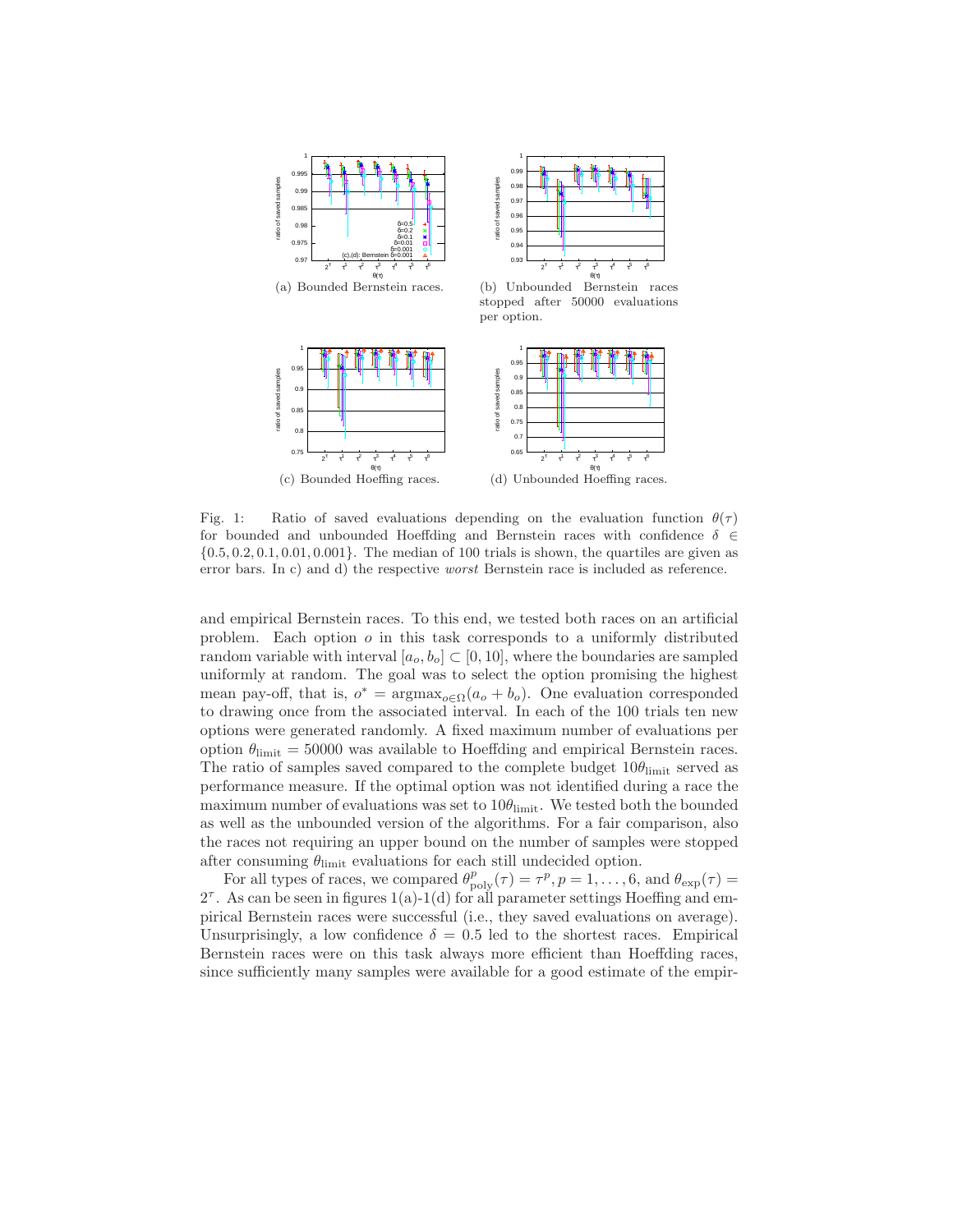(a) Bounded Bernstein races.

(b) Unbounded Bernstein races stopped after 50000 evaluations per option.

(c) Bounded Hoeffing races.

(d) Unbounded Hoeffing races.

Fig. 1: Ratio of saved evaluations depending on the evaluation function $\theta(\tau)$ for bounded and unbounded Hoeffding and Bernstein races with confidence $\delta \in \{0.5, 0.2, 0.1, 0.01, 0.001\}$. The median of 100 trials is shown, the quartiles are given as error bars. In c) and d) the respective *worst* Bernstein race is included as reference.

and empirical Bernstein races. To this end, we tested both races on an artificial problem. Each option $o$ in this task corresponds to a uniformly distributed random variable with interval $[a_o, b_o] \subset [0, 10]$, where the boundaries are sampled uniformly at random. The goal was to select the option promising the highest mean pay-off, that is, $o^* = \text{argmax}_{o \in \Omega}(a_o + b_o)$. One evaluation corresponded to drawing once from the associated interval. In each of the 100 trials ten new options were generated randomly. A fixed maximum number of evaluations per option $\theta_{\text{limit}} = 50000$ was available to Hoeffding and empirical Bernstein races. The ratio of samples saved compared to the complete budget $10\theta_{\text{limit}}$ served as performance measure. If the optimal option was not identified during a race the maximum number of evaluations was set to $10\theta_{\text{limit}}$. We tested both the bounded as well as the unbounded version of the algorithms. For a fair comparison, also the races not requiring an upper bound on the number of samples were stopped after consuming $\theta_{\text{limit}}$ evaluations for each still undecided option.

For all types of races, we compared $\theta^p_{\text{poly}}(\tau) = \tau^p, p = 1, \ldots, 6$, and $\theta_{\exp}(\tau) = 2^\tau$. As can be seen in figures 1(a)-1(d) for all parameter settings Hoeffding and empirical Bernstein races were successful (i.e., they saved evaluations on average). Unsurprisingly, a low confidence $\delta = 0.5$ led to the shortest races. Empirical Bernstein races were on this task always more efficient than Hoeffding races, since sufficiently many samples were available for a good estimate of the empir-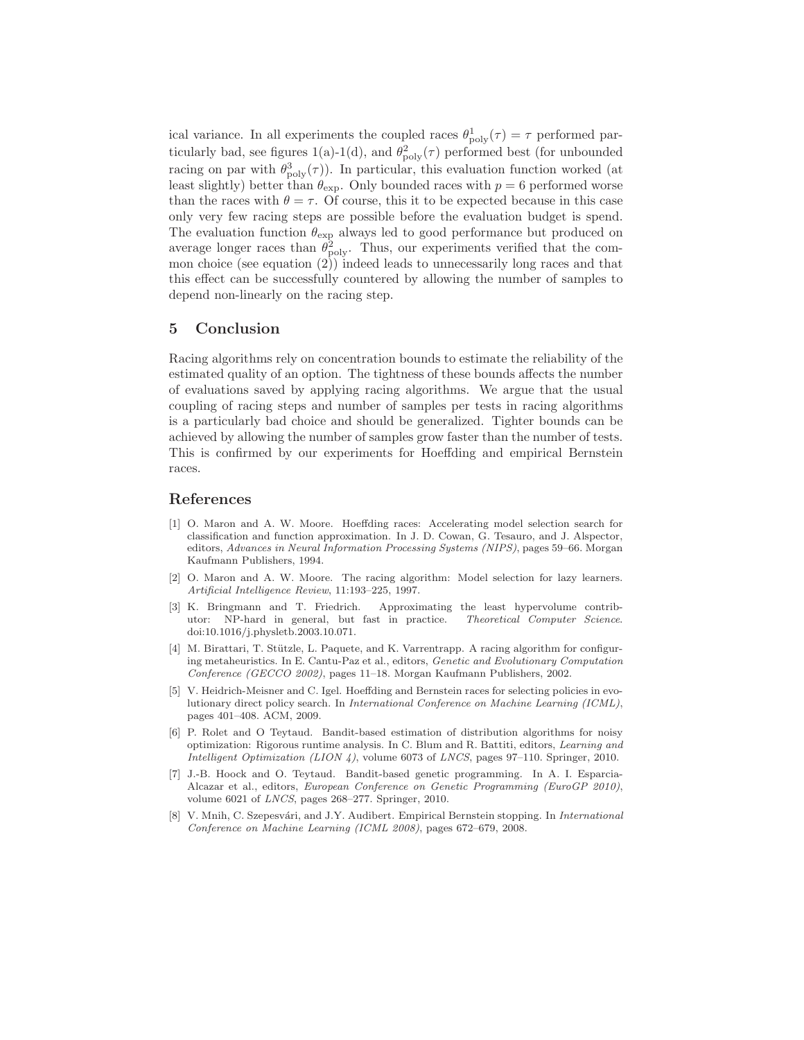ical variance. In all experiments the coupled races $\theta^1_{\text{poly}}(\tau) = \tau$ performed particularly bad, see figures 1(a)-1(d), and $\theta^2_{\text{poly}}(\tau)$ performed best (for unbounded racing on par with $\theta^3_{\text{poly}}(\tau)$). In particular, this evaluation function worked (at least slightly) better than $\theta_{\text{exp}}$. Only bounded races with $p = 6$ performed worse than the races with $\theta = \tau$. Of course, this it to be expected because in this case only very few racing steps are possible before the evaluation budget is spend. The evaluation function $\theta_{\text{exp}}$ always led to good performance but produced on average longer races than $\theta^2_{\text{poly}}$. Thus, our experiments verified that the common choice (see equation (2)) indeed leads to unnecessarily long races and that this effect can be successfully countered by allowing the number of samples to depend non-linearly on the racing step.

## 5 Conclusion

Racing algorithms rely on concentration bounds to estimate the reliability of the estimated quality of an option. The tightness of these bounds affects the number of evaluations saved by applying racing algorithms. We argue that the usual coupling of racing steps and number of samples per tests in racing algorithms is a particularly bad choice and should be generalized. Tighter bounds can be achieved by allowing the number of samples grow faster than the number of tests. This is confirmed by our experiments for Hoeffding and empirical Bernstein races.

## References

[1] O. Maron and A. W. Moore. Hoeffding races: Accelerating model selection search for classification and function approximation. In J. D. Cowan, G. Tesauro, and J. Alspector, editors, *Advances in Neural Information Processing Systems (NIPS)*, pages 59–66. Morgan Kaufmann Publishers, 1994.

[2] O. Maron and A. W. Moore. The racing algorithm: Model selection for lazy learners. *Artificial Intelligence Review*, 11:193–225, 1997.

[3] K. Bringmann and T. Friedrich. Approximating the least hypervolume contributor: NP-hard in general, but fast in practice. *Theoretical Computer Science*. doi:10.1016/j.physletb.2003.10.071.

[4] M. Birattari, T. Stützle, L. Paquete, and K. Varrentrapp. A racing algorithm for configuring metaheuristics. In E. Cantu-Paz et al., editors, *Genetic and Evolutionary Computation Conference (GECCO 2002)*, pages 11–18. Morgan Kaufmann Publishers, 2002.

[5] V. Heidrich-Meisner and C. Igel. Hoeffding and Bernstein races for selecting policies in evolutionary direct policy search. In *International Conference on Machine Learning (ICML)*, pages 401–408. ACM, 2009.

[6] P. Rolet and O Teytaud. Bandit-based estimation of distribution algorithms for noisy optimization: Rigorous runtime analysis. In C. Blum and R. Battiti, editors, *Learning and Intelligent Optimization (LION 4)*, volume 6073 of *LNCS*, pages 97–110. Springer, 2010.

[7] J.-B. Hoock and O. Teytaud. Bandit-based genetic programming. In A. I. Esparcia-Alcazar et al., editors, *European Conference on Genetic Programming (EuroGP 2010)*, volume 6021 of *LNCS*, pages 268–277. Springer, 2010.

[8] V. Mnih, C. Szepesvári, and J.Y. Audibert. Empirical Bernstein stopping. In *International Conference on Machine Learning (ICML 2008)*, pages 672–679, 2008.